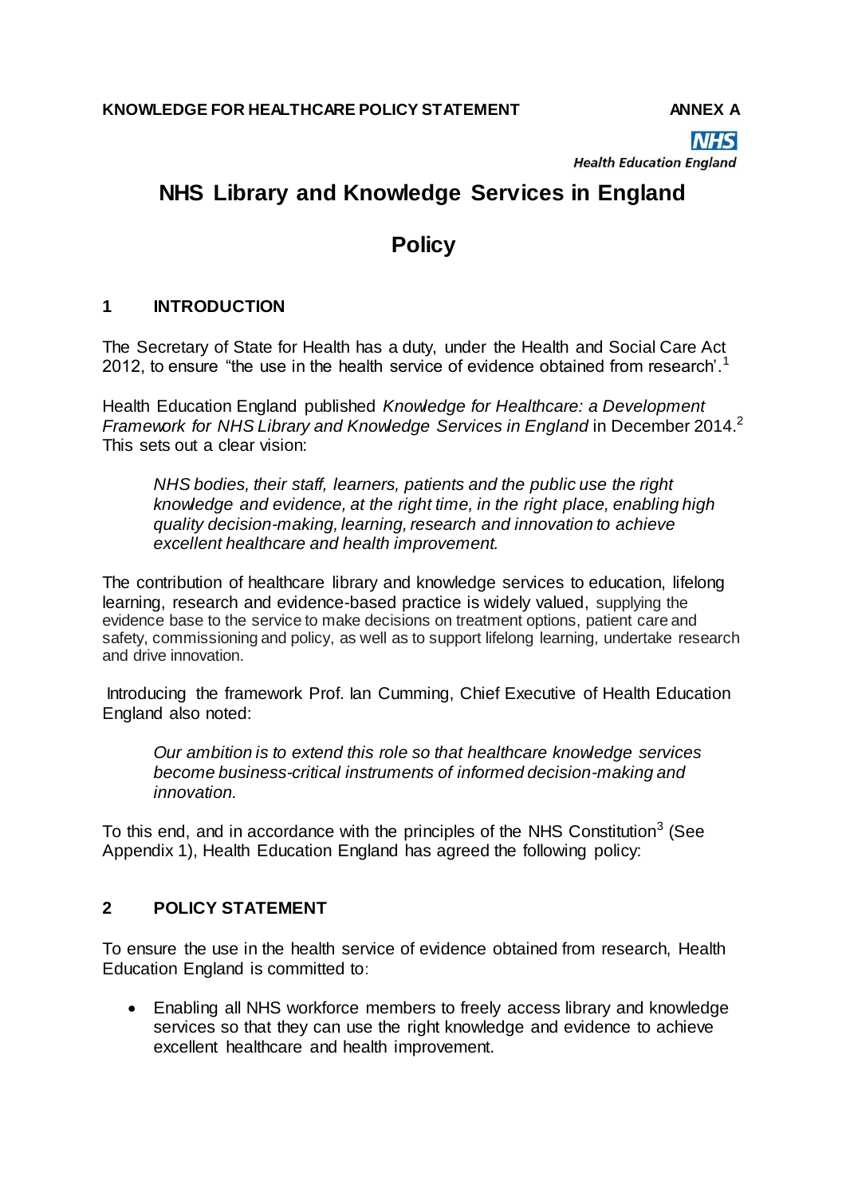**KNOWLEDGE FOR HEALTHCARE POLICY STATEMENT** **ANNEX A**

**NHS**
*Health Education England*

# NHS Library and Knowledge Services in England

# Policy

## 1 INTRODUCTION

The Secretary of State for Health has a duty, under the Health and Social Care Act 2012, to ensure "the use in the health service of evidence obtained from research'.[1]

Health Education England published *Knowledge for Healthcare: a Development Framework for NHS Library and Knowledge Services in England* in December 2014.[2] This sets out a clear vision:

> *NHS bodies, their staff, learners, patients and the public use the right knowledge and evidence, at the right time, in the right place, enabling high quality decision-making, learning, research and innovation to achieve excellent healthcare and health improvement.*

The contribution of healthcare library and knowledge services to education, lifelong learning, research and evidence-based practice is widely valued, supplying the evidence base to the service to make decisions on treatment options, patient care and safety, commissioning and policy, as well as to support lifelong learning, undertake research and drive innovation.

Introducing the framework Prof. Ian Cumming, Chief Executive of Health Education England also noted:

> *Our ambition is to extend this role so that healthcare knowledge services become business-critical instruments of informed decision-making and innovation.*

To this end, and in accordance with the principles of the NHS Constitution[3] (See Appendix 1), Health Education England has agreed the following policy:

## 2 POLICY STATEMENT

To ensure the use in the health service of evidence obtained from research, Health Education England is committed to:

- Enabling all NHS workforce members to freely access library and knowledge services so that they can use the right knowledge and evidence to achieve excellent healthcare and health improvement.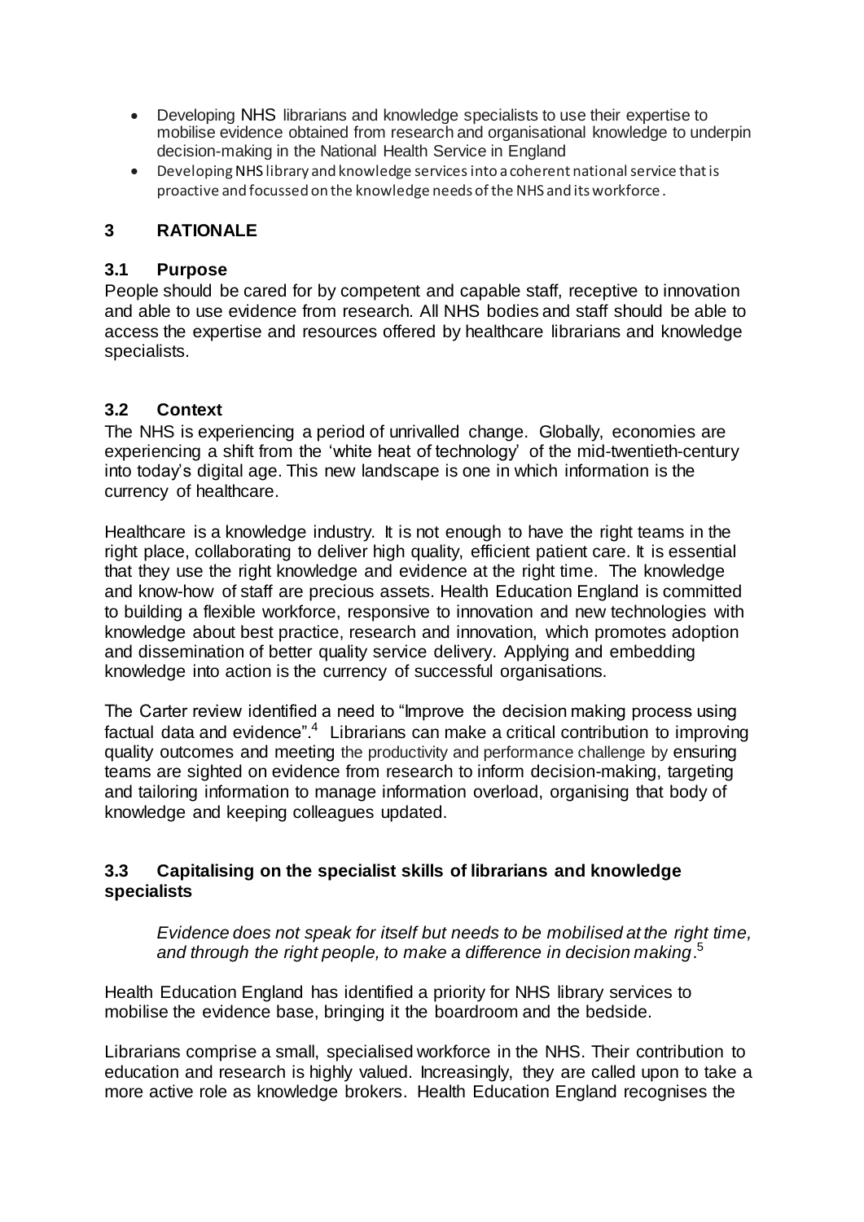- Developing NHS librarians and knowledge specialists to use their expertise to mobilise evidence obtained from research and organisational knowledge to underpin decision-making in the National Health Service in England
- Developing NHS library and knowledge services into a coherent national service that is proactive and focussed on the knowledge needs of the NHS and its workforce.

## 3 RATIONALE

### 3.1 Purpose

People should be cared for by competent and capable staff, receptive to innovation and able to use evidence from research. All NHS bodies and staff should be able to access the expertise and resources offered by healthcare librarians and knowledge specialists.

### 3.2 Context

The NHS is experiencing a period of unrivalled change. Globally, economies are experiencing a shift from the 'white heat of technology' of the mid-twentieth-century into today's digital age. This new landscape is one in which information is the currency of healthcare.

Healthcare is a knowledge industry. It is not enough to have the right teams in the right place, collaborating to deliver high quality, efficient patient care. It is essential that they use the right knowledge and evidence at the right time. The knowledge and know-how of staff are precious assets. Health Education England is committed to building a flexible workforce, responsive to innovation and new technologies with knowledge about best practice, research and innovation, which promotes adoption and dissemination of better quality service delivery. Applying and embedding knowledge into action is the currency of successful organisations.

The Carter review identified a need to "Improve the decision making process using factual data and evidence".[4] Librarians can make a critical contribution to improving quality outcomes and meeting the productivity and performance challenge by ensuring teams are sighted on evidence from research to inform decision-making, targeting and tailoring information to manage information overload, organising that body of knowledge and keeping colleagues updated.

### 3.3 Capitalising on the specialist skills of librarians and knowledge specialists

> *Evidence does not speak for itself but needs to be mobilised at the right time, and through the right people, to make a difference in decision making*.[5]

Health Education England has identified a priority for NHS library services to mobilise the evidence base, bringing it the boardroom and the bedside.

Librarians comprise a small, specialised workforce in the NHS. Their contribution to education and research is highly valued. Increasingly, they are called upon to take a more active role as knowledge brokers. Health Education England recognises the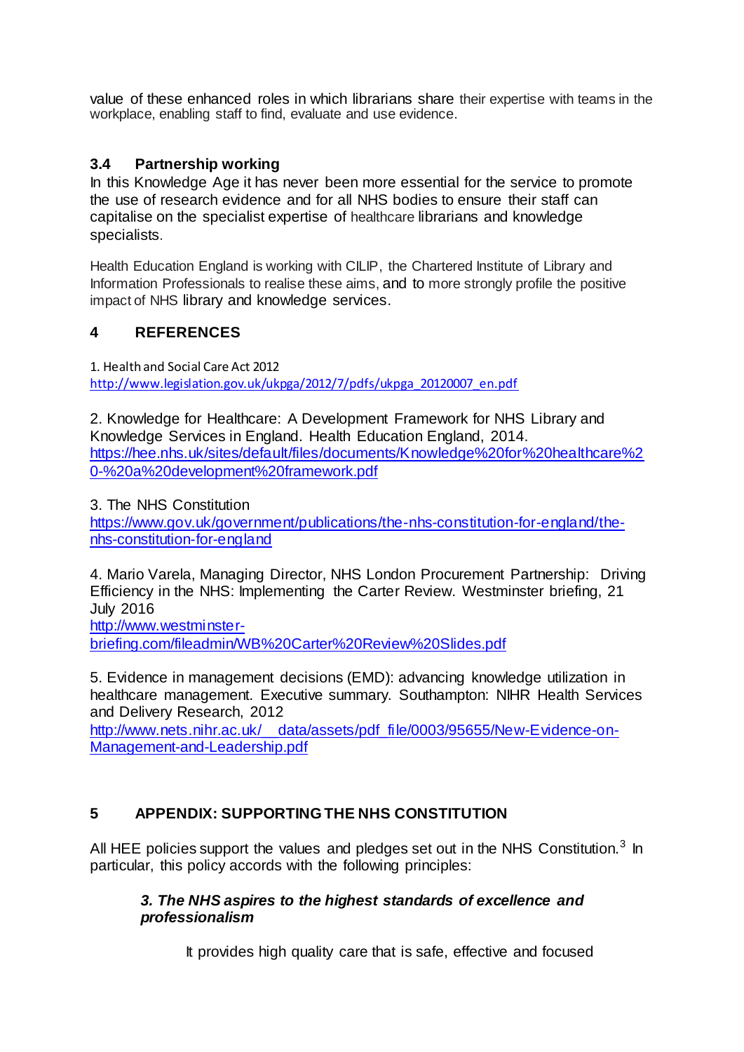value of these enhanced roles in which librarians share their expertise with teams in the workplace, enabling staff to find, evaluate and use evidence.

### 3.4 Partnership working

In this Knowledge Age it has never been more essential for the service to promote the use of research evidence and for all NHS bodies to ensure their staff can capitalise on the specialist expertise of healthcare librarians and knowledge specialists.

Health Education England is working with CILIP, the Chartered Institute of Library and Information Professionals to realise these aims, and to more strongly profile the positive impact of NHS library and knowledge services.

## 4 REFERENCES

1. Health and Social Care Act 2012
http://www.legislation.gov.uk/ukpga/2012/7/pdfs/ukpga_20120007_en.pdf

2. Knowledge for Healthcare: A Development Framework for NHS Library and Knowledge Services in England. Health Education England, 2014.
https://hee.nhs.uk/sites/default/files/documents/Knowledge%20for%20healthcare%20-%20a%20development%20framework.pdf

3. The NHS Constitution
https://www.gov.uk/government/publications/the-nhs-constitution-for-england/the-nhs-constitution-for-england

4. Mario Varela, Managing Director, NHS London Procurement Partnership: Driving Efficiency in the NHS: Implementing the Carter Review. Westminster briefing, 21 July 2016
http://www.westminster-briefing.com/fileadmin/WB%20Carter%20Review%20Slides.pdf

5. Evidence in management decisions (EMD): advancing knowledge utilization in healthcare management. Executive summary. Southampton: NIHR Health Services and Delivery Research, 2012
http://www.nets.nihr.ac.uk/__data/assets/pdf_file/0003/95655/New-Evidence-on-Management-and-Leadership.pdf

## 5 APPENDIX: SUPPORTING THE NHS CONSTITUTION

All HEE policies support the values and pledges set out in the NHS Constitution.[3] In particular, this policy accords with the following principles:

> ***3. The NHS aspires to the highest standards of excellence and professionalism***
>
> It provides high quality care that is safe, effective and focused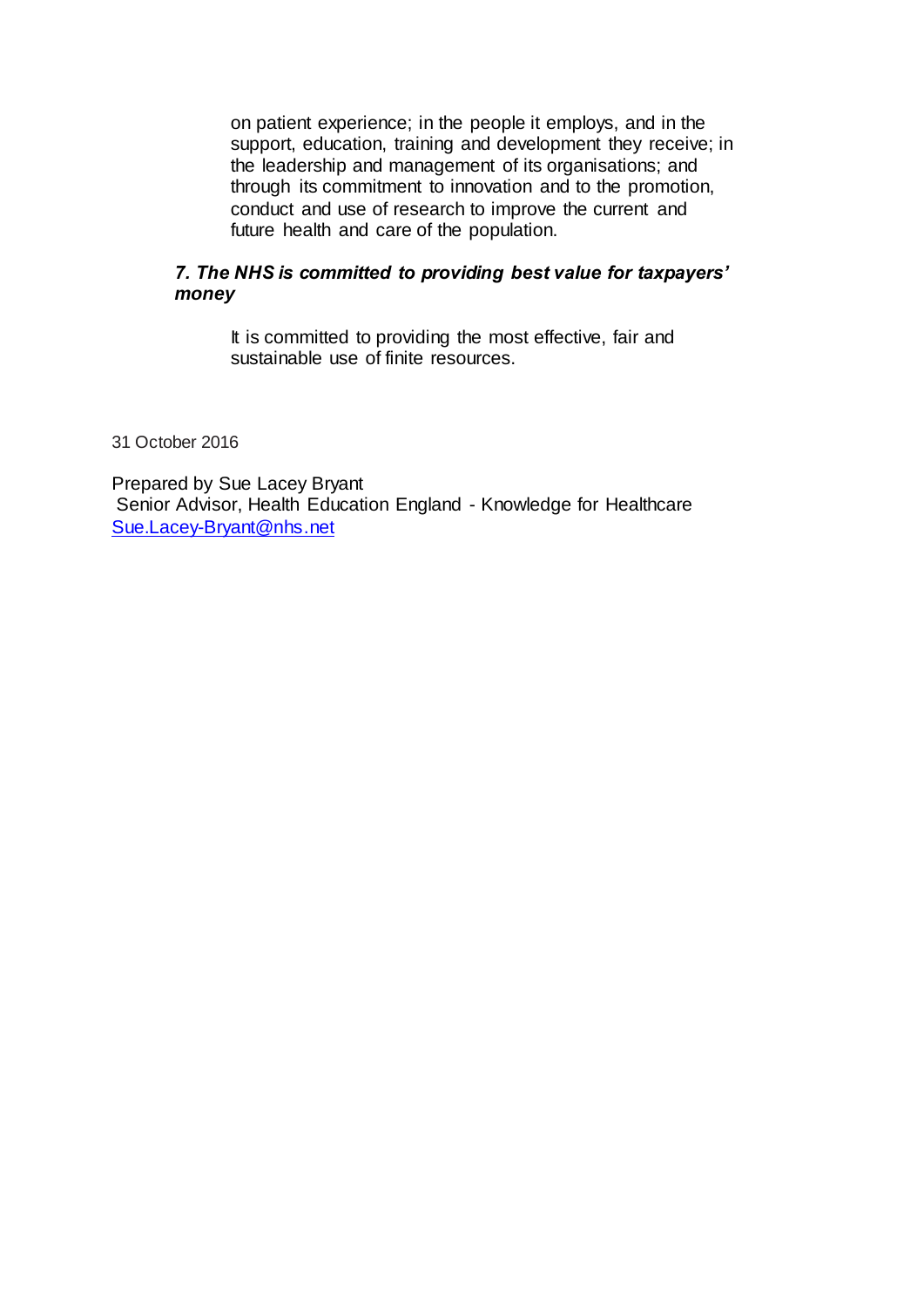on patient experience; in the people it employs, and in the support, education, training and development they receive; in the leadership and management of its organisations; and through its commitment to innovation and to the promotion, conduct and use of research to improve the current and future health and care of the population.

***7. The NHS is committed to providing best value for taxpayers' money***

It is committed to providing the most effective, fair and sustainable use of finite resources.

31 October 2016

Prepared by Sue Lacey Bryant
Senior Advisor, Health Education England - Knowledge for Healthcare
[Sue.Lacey-Bryant@nhs.net](mailto:Sue.Lacey-Bryant@nhs.net)